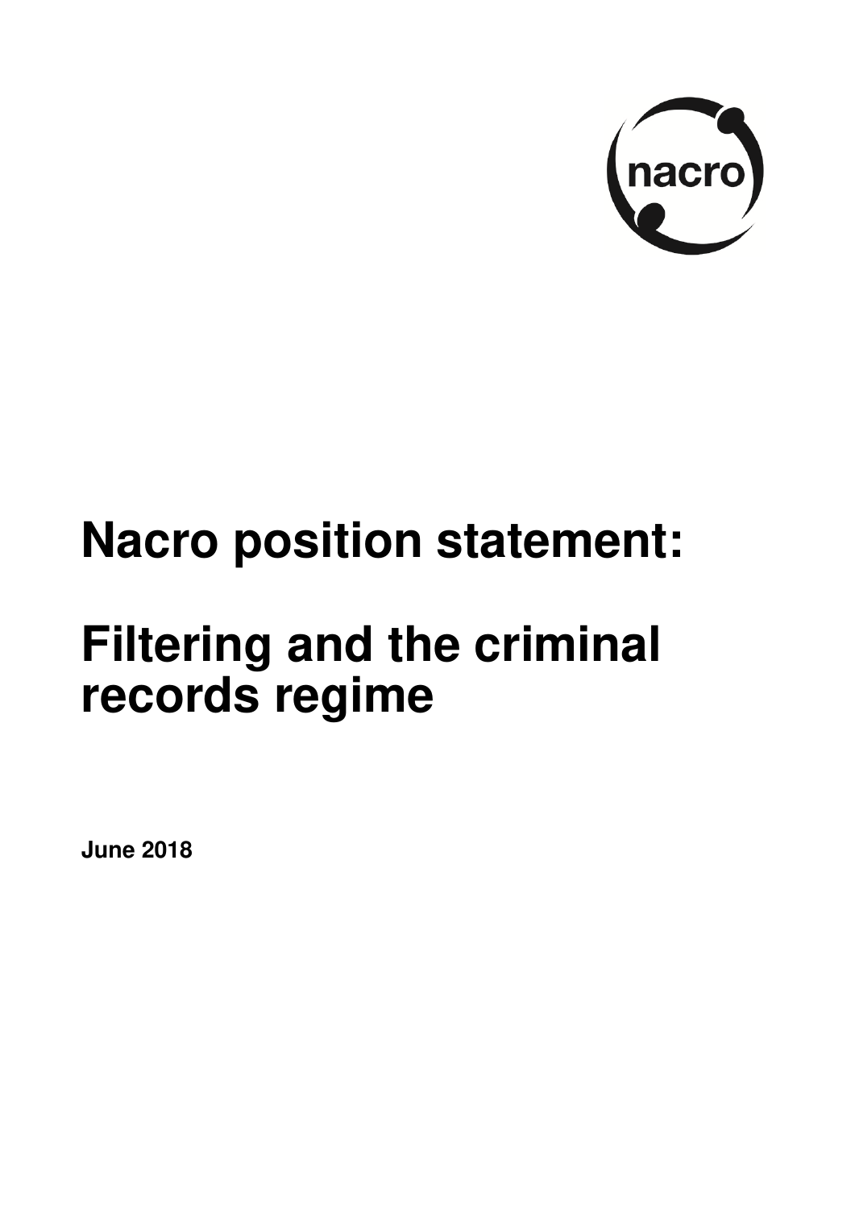# Nacro position statement:

# Filtering and the criminal records regime

**June 2018**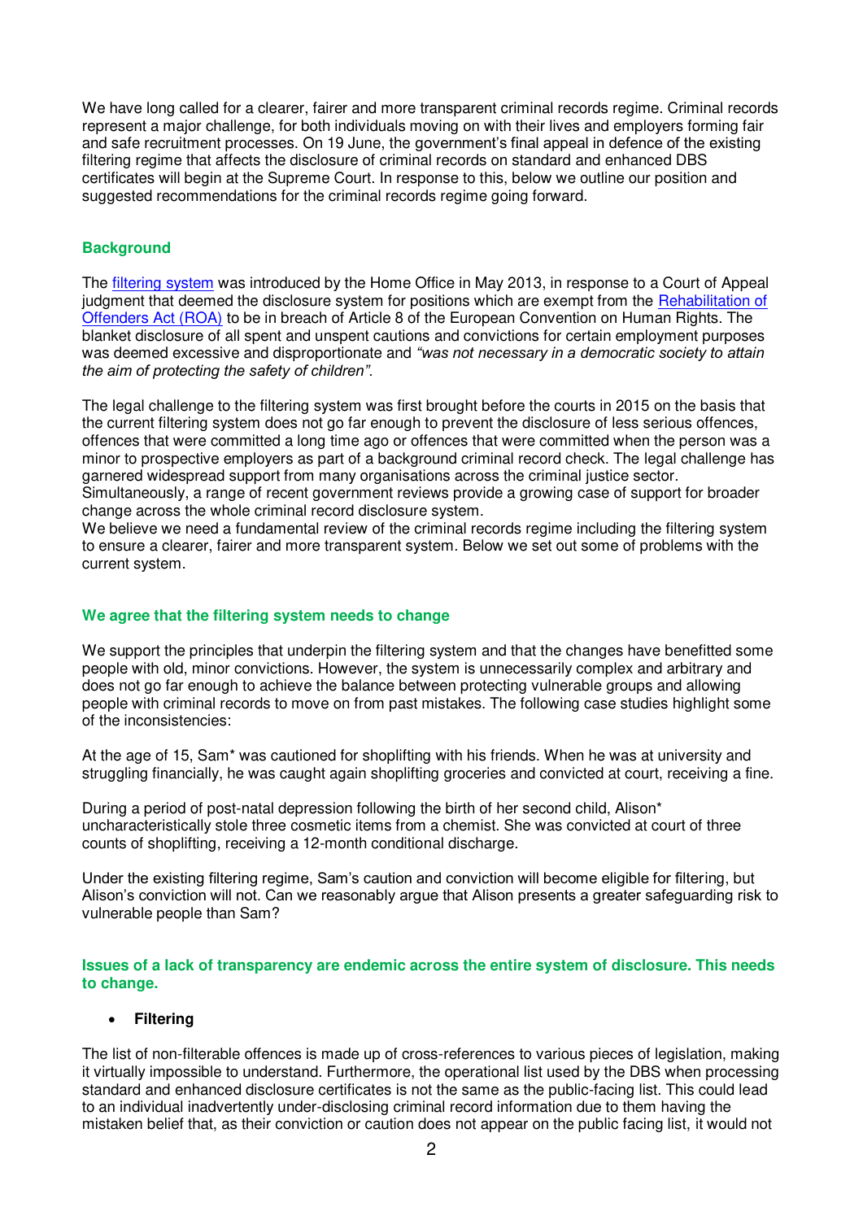We have long called for a clearer, fairer and more transparent criminal records regime. Criminal records represent a major challenge, for both individuals moving on with their lives and employers forming fair and safe recruitment processes. On 19 June, the government's final appeal in defence of the existing filtering regime that affects the disclosure of criminal records on standard and enhanced DBS certificates will begin at the Supreme Court. In response to this, below we outline our position and suggested recommendations for the criminal records regime going forward.

## Background

The filtering system was introduced by the Home Office in May 2013, in response to a Court of Appeal judgment that deemed the disclosure system for positions which are exempt from the Rehabilitation of Offenders Act (ROA) to be in breach of Article 8 of the European Convention on Human Rights. The blanket disclosure of all spent and unspent cautions and convictions for certain employment purposes was deemed excessive and disproportionate and *"was not necessary in a democratic society to attain the aim of protecting the safety of children"*.

The legal challenge to the filtering system was first brought before the courts in 2015 on the basis that the current filtering system does not go far enough to prevent the disclosure of less serious offences, offences that were committed a long time ago or offences that were committed when the person was a minor to prospective employers as part of a background criminal record check. The legal challenge has garnered widespread support from many organisations across the criminal justice sector. Simultaneously, a range of recent government reviews provide a growing case of support for broader change across the whole criminal record disclosure system.
We believe we need a fundamental review of the criminal records regime including the filtering system to ensure a clearer, fairer and more transparent system. Below we set out some of problems with the current system.

## We agree that the filtering system needs to change

We support the principles that underpin the filtering system and that the changes have benefitted some people with old, minor convictions. However, the system is unnecessarily complex and arbitrary and does not go far enough to achieve the balance between protecting vulnerable groups and allowing people with criminal records to move on from past mistakes. The following case studies highlight some of the inconsistencies:

At the age of 15, Sam* was cautioned for shoplifting with his friends. When he was at university and struggling financially, he was caught again shoplifting groceries and convicted at court, receiving a fine.

During a period of post-natal depression following the birth of her second child, Alison* uncharacteristically stole three cosmetic items from a chemist. She was convicted at court of three counts of shoplifting, receiving a 12-month conditional discharge.

Under the existing filtering regime, Sam's caution and conviction will become eligible for filtering, but Alison's conviction will not. Can we reasonably argue that Alison presents a greater safeguarding risk to vulnerable people than Sam?

## Issues of a lack of transparency are endemic across the entire system of disclosure. This needs to change.

- **Filtering**

The list of non-filterable offences is made up of cross-references to various pieces of legislation, making it virtually impossible to understand. Furthermore, the operational list used by the DBS when processing standard and enhanced disclosure certificates is not the same as the public-facing list. This could lead to an individual inadvertently under-disclosing criminal record information due to them having the mistaken belief that, as their conviction or caution does not appear on the public facing list, it would not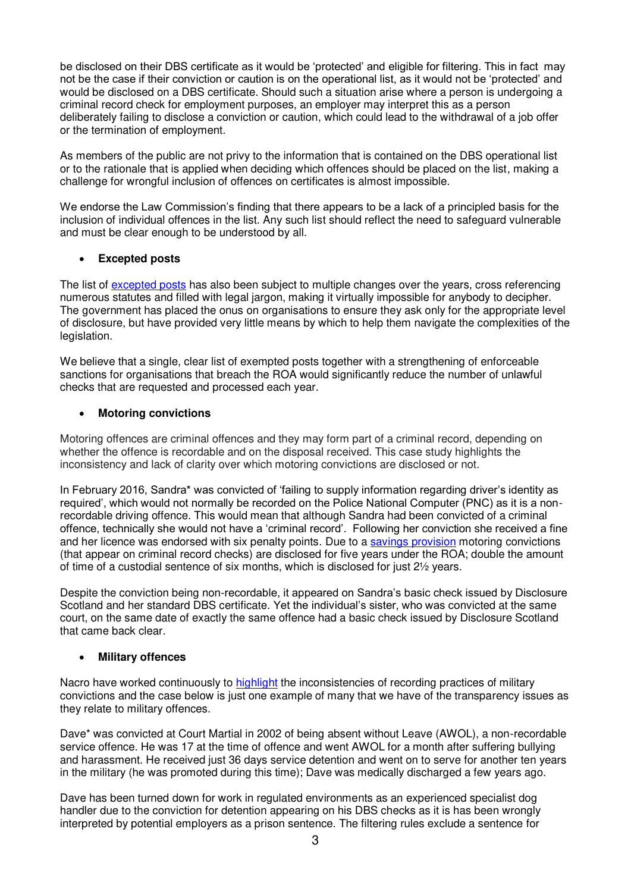be disclosed on their DBS certificate as it would be 'protected' and eligible for filtering. This in fact may not be the case if their conviction or caution is on the operational list, as it would not be 'protected' and would be disclosed on a DBS certificate. Should such a situation arise where a person is undergoing a criminal record check for employment purposes, an employer may interpret this as a person deliberately failing to disclose a conviction or caution, which could lead to the withdrawal of a job offer or the termination of employment.

As members of the public are not privy to the information that is contained on the DBS operational list or to the rationale that is applied when deciding which offences should be placed on the list, making a challenge for wrongful inclusion of offences on certificates is almost impossible.

We endorse the Law Commission's finding that there appears to be a lack of a principled basis for the inclusion of individual offences in the list. Any such list should reflect the need to safeguard vulnerable and must be clear enough to be understood by all.

- **Excepted posts**

The list of excepted posts has also been subject to multiple changes over the years, cross referencing numerous statutes and filled with legal jargon, making it virtually impossible for anybody to decipher. The government has placed the onus on organisations to ensure they ask only for the appropriate level of disclosure, but have provided very little means by which to help them navigate the complexities of the legislation.

We believe that a single, clear list of exempted posts together with a strengthening of enforceable sanctions for organisations that breach the ROA would significantly reduce the number of unlawful checks that are requested and processed each year.

- **Motoring convictions**

Motoring offences are criminal offences and they may form part of a criminal record, depending on whether the offence is recordable and on the disposal received. This case study highlights the inconsistency and lack of clarity over which motoring convictions are disclosed or not.

In February 2016, Sandra* was convicted of 'failing to supply information regarding driver's identity as required', which would not normally be recorded on the Police National Computer (PNC) as it is a non-recordable driving offence. This would mean that although Sandra had been convicted of a criminal offence, technically she would not have a 'criminal record'. Following her conviction she received a fine and her licence was endorsed with six penalty points. Due to a savings provision motoring convictions (that appear on criminal record checks) are disclosed for five years under the ROA; double the amount of time of a custodial sentence of six months, which is disclosed for just 2½ years.

Despite the conviction being non-recordable, it appeared on Sandra's basic check issued by Disclosure Scotland and her standard DBS certificate. Yet the individual's sister, who was convicted at the same court, on the same date of exactly the same offence had a basic check issued by Disclosure Scotland that came back clear.

- **Military offences**

Nacro have worked continuously to highlight the inconsistencies of recording practices of military convictions and the case below is just one example of many that we have of the transparency issues as they relate to military offences.

Dave* was convicted at Court Martial in 2002 of being absent without Leave (AWOL), a non-recordable service offence. He was 17 at the time of offence and went AWOL for a month after suffering bullying and harassment. He received just 36 days service detention and went on to serve for another ten years in the military (he was promoted during this time); Dave was medically discharged a few years ago.

Dave has been turned down for work in regulated environments as an experienced specialist dog handler due to the conviction for detention appearing on his DBS checks as it is has been wrongly interpreted by potential employers as a prison sentence. The filtering rules exclude a sentence for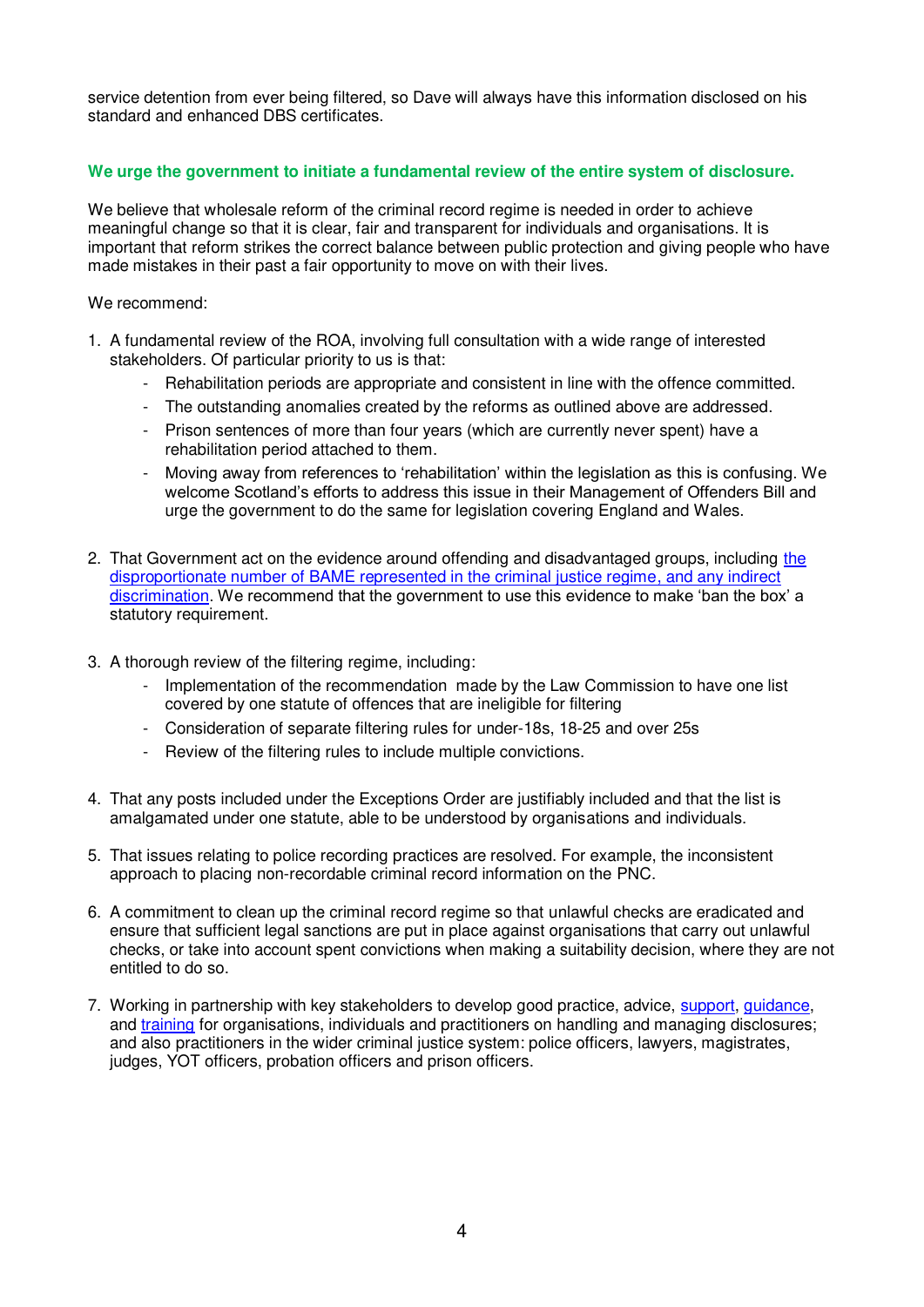service detention from ever being filtered, so Dave will always have this information disclosed on his standard and enhanced DBS certificates.

**We urge the government to initiate a fundamental review of the entire system of disclosure.**

We believe that wholesale reform of the criminal record regime is needed in order to achieve meaningful change so that it is clear, fair and transparent for individuals and organisations. It is important that reform strikes the correct balance between public protection and giving people who have made mistakes in their past a fair opportunity to move on with their lives.

We recommend:

1. A fundamental review of the ROA, involving full consultation with a wide range of interested stakeholders. Of particular priority to us is that:
   - Rehabilitation periods are appropriate and consistent in line with the offence committed.
   - The outstanding anomalies created by the reforms as outlined above are addressed.
   - Prison sentences of more than four years (which are currently never spent) have a rehabilitation period attached to them.
   - Moving away from references to 'rehabilitation' within the legislation as this is confusing. We welcome Scotland's efforts to address this issue in their Management of Offenders Bill and urge the government to do the same for legislation covering England and Wales.

2. That Government act on the evidence around offending and disadvantaged groups, including the disproportionate number of BAME represented in the criminal justice regime, and any indirect discrimination. We recommend that the government to use this evidence to make 'ban the box' a statutory requirement.

3. A thorough review of the filtering regime, including:
   - Implementation of the recommendation made by the Law Commission to have one list covered by one statute of offences that are ineligible for filtering
   - Consideration of separate filtering rules for under-18s, 18-25 and over 25s
   - Review of the filtering rules to include multiple convictions.

4. That any posts included under the Exceptions Order are justifiably included and that the list is amalgamated under one statute, able to be understood by organisations and individuals.

5. That issues relating to police recording practices are resolved. For example, the inconsistent approach to placing non-recordable criminal record information on the PNC.

6. A commitment to clean up the criminal record regime so that unlawful checks are eradicated and ensure that sufficient legal sanctions are put in place against organisations that carry out unlawful checks, or take into account spent convictions when making a suitability decision, where they are not entitled to do so.

7. Working in partnership with key stakeholders to develop good practice, advice, support, guidance, and training for organisations, individuals and practitioners on handling and managing disclosures; and also practitioners in the wider criminal justice system: police officers, lawyers, magistrates, judges, YOT officers, probation officers and prison officers.